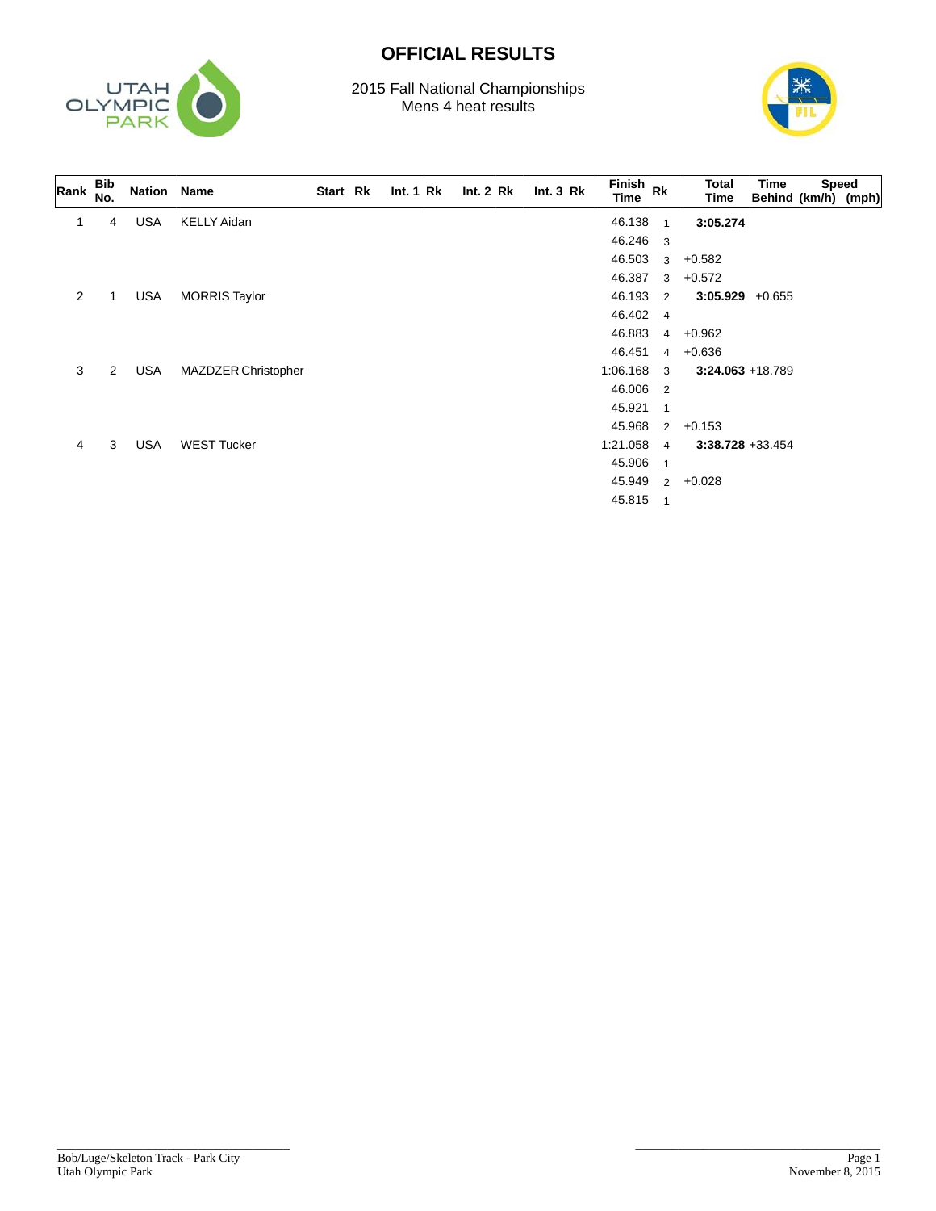# OFFICIAL RESULTS

2015 Fall National Championships
Mens 4 heat results

| Rank | Bib No. | Nation | Name | Start | Rk | Int. 1 | Rk | Int. 2 | Rk | Int. 3 | Rk | Finish Time | Rk | Total Time | Time Behind | Speed (km/h) | (mph) |
|---|---|---|---|---|---|---|---|---|---|---|---|---|---|---|---|---|---|
| 1 | 4 | USA | KELLY Aidan | | | | | | | | | 46.138 | 1 | **3:05.274** | | | |
| | | | | | | | | | | | | 46.246 | 3 | | | | |
| | | | | | | | | | | | | 46.503 | 3 | +0.582 | | | |
| | | | | | | | | | | | | 46.387 | 3 | +0.572 | | | |
| 2 | 1 | USA | MORRIS Taylor | | | | | | | | | 46.193 | 2 | **3:05.929** | +0.655 | | |
| | | | | | | | | | | | | 46.402 | 4 | | | | |
| | | | | | | | | | | | | 46.883 | 4 | +0.962 | | | |
| | | | | | | | | | | | | 46.451 | 4 | +0.636 | | | |
| 3 | 2 | USA | MAZDZER Christopher | | | | | | | | | 1:06.168 | 3 | **3:24.063** | +18.789 | | |
| | | | | | | | | | | | | 46.006 | 2 | | | | |
| | | | | | | | | | | | | 45.921 | 1 | | | | |
| | | | | | | | | | | | | 45.968 | 2 | +0.153 | | | |
| 4 | 3 | USA | WEST Tucker | | | | | | | | | 1:21.058 | 4 | **3:38.728** | +33.454 | | |
| | | | | | | | | | | | | 45.906 | 1 | | | | |
| | | | | | | | | | | | | 45.949 | 2 | +0.028 | | | |
| | | | | | | | | | | | | 45.815 | 1 | | | | |

Bob/Luge/Skeleton Track - Park City
Utah Olympic Park

November 8, 2015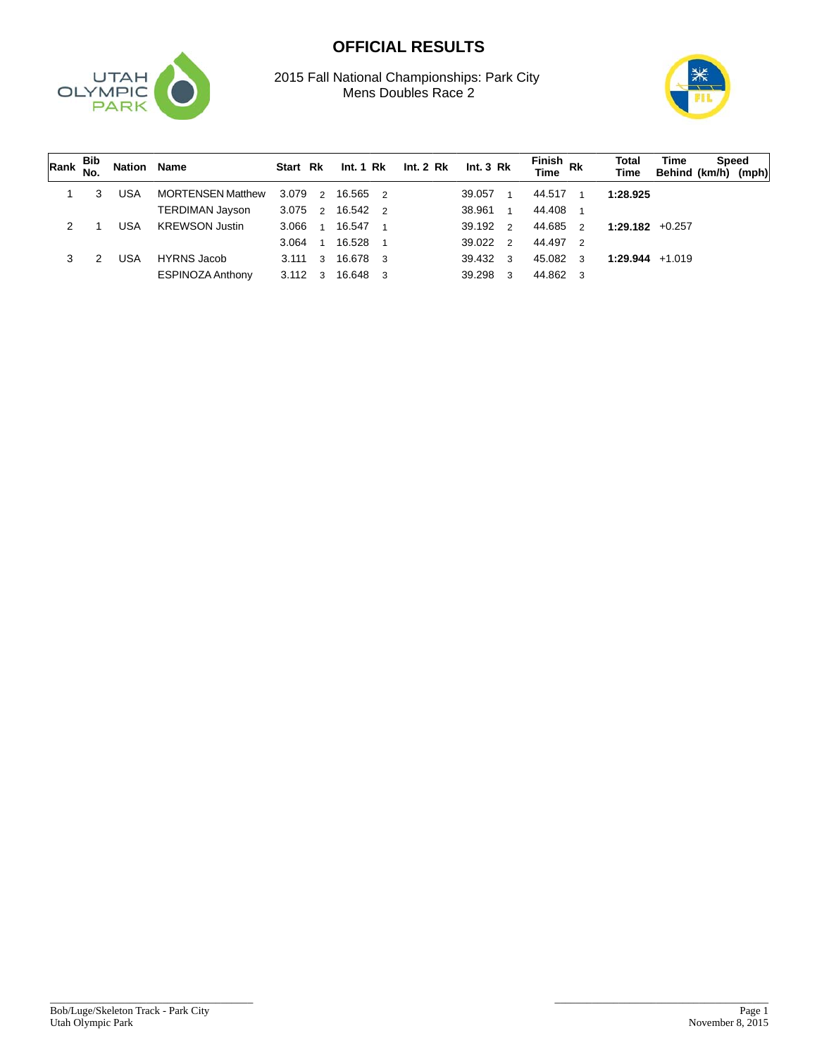# OFFICIAL RESULTS

2015 Fall National Championships: Park City
Mens Doubles Race 2

| Rank | Bib No. | Nation | Name | Start | Rk | Int. 1 | Rk | Int. 2 | Rk | Int. 3 | Rk | Finish Time | Rk | Total Time | Time Behind | Speed (km/h) | (mph) |
|---|---|---|---|---|---|---|---|---|---|---|---|---|---|---|---|---|---|
| 1 | 3 | USA | MORTENSEN Matthew | 3.079 | 2 | 16.565 | 2 | | | 39.057 | 1 | 44.517 | 1 | **1:28.925** | | | |
| | | | TERDIMAN Jayson | 3.075 | 2 | 16.542 | 2 | | | 38.961 | 1 | 44.408 | 1 | | | | |
| 2 | 1 | USA | KREWSON Justin | 3.066 | 1 | 16.547 | 1 | | | 39.192 | 2 | 44.685 | 2 | **1:29.182** | +0.257 | | |
| | | | | 3.064 | 1 | 16.528 | 1 | | | 39.022 | 2 | 44.497 | 2 | | | | |
| 3 | 2 | USA | HYRNS Jacob | 3.111 | 3 | 16.678 | 3 | | | 39.432 | 3 | 45.082 | 3 | **1:29.944** | +1.019 | | |
| | | | ESPINOZA Anthony | 3.112 | 3 | 16.648 | 3 | | | 39.298 | 3 | 44.862 | 3 | | | | |

Bob/Luge/Skeleton Track - Park City
Utah Olympic Park

November 8, 2015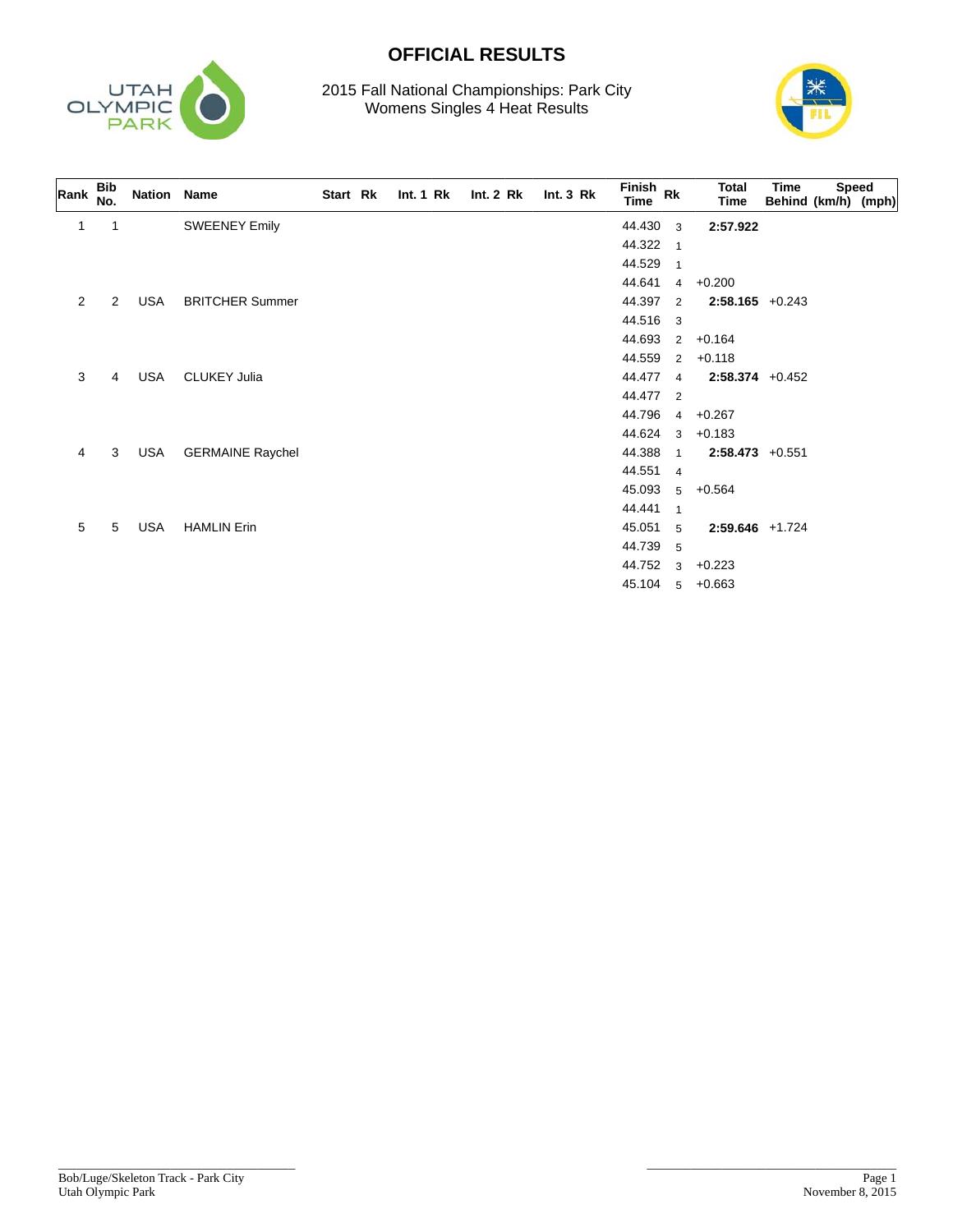# OFFICIAL RESULTS

2015 Fall National Championships: Park City
Womens Singles 4 Heat Results

| Rank | Bib No. | Nation | Name | Start | Rk | Int. 1 | Rk | Int. 2 | Rk | Int. 3 | Rk | Finish Time | Rk | Total Time | Time Behind | Speed (km/h) | (mph) |
|---|---|---|---|---|---|---|---|---|---|---|---|---|---|---|---|---|---|
| 1 | 1 | | SWEENEY Emily | | | | | | | | | 44.430 | 3 | **2:57.922** | | | |
| | | | | | | | | | | | | 44.322 | 1 | | | | |
| | | | | | | | | | | | | 44.529 | 1 | | | | |
| | | | | | | | | | | | | 44.641 | 4 | +0.200 | | | |
| 2 | 2 | USA | BRITCHER Summer | | | | | | | | | 44.397 | 2 | **2:58.165** | +0.243 | | |
| | | | | | | | | | | | | 44.516 | 3 | | | | |
| | | | | | | | | | | | | 44.693 | 2 | +0.164 | | | |
| | | | | | | | | | | | | 44.559 | 2 | +0.118 | | | |
| 3 | 4 | USA | CLUKEY Julia | | | | | | | | | 44.477 | 4 | **2:58.374** | +0.452 | | |
| | | | | | | | | | | | | 44.477 | 2 | | | | |
| | | | | | | | | | | | | 44.796 | 4 | +0.267 | | | |
| | | | | | | | | | | | | 44.624 | 3 | +0.183 | | | |
| 4 | 3 | USA | GERMAINE Raychel | | | | | | | | | 44.388 | 1 | **2:58.473** | +0.551 | | |
| | | | | | | | | | | | | 44.551 | 4 | | | | |
| | | | | | | | | | | | | 45.093 | 5 | +0.564 | | | |
| | | | | | | | | | | | | 44.441 | 1 | | | | |
| 5 | 5 | USA | HAMLIN Erin | | | | | | | | | 45.051 | 5 | **2:59.646** | +1.724 | | |
| | | | | | | | | | | | | 44.739 | 5 | | | | |
| | | | | | | | | | | | | 44.752 | 3 | +0.223 | | | |
| | | | | | | | | | | | | 45.104 | 5 | +0.663 | | | |

Bob/Luge/Skeleton Track - Park City
Utah Olympic Park

November 8, 2015